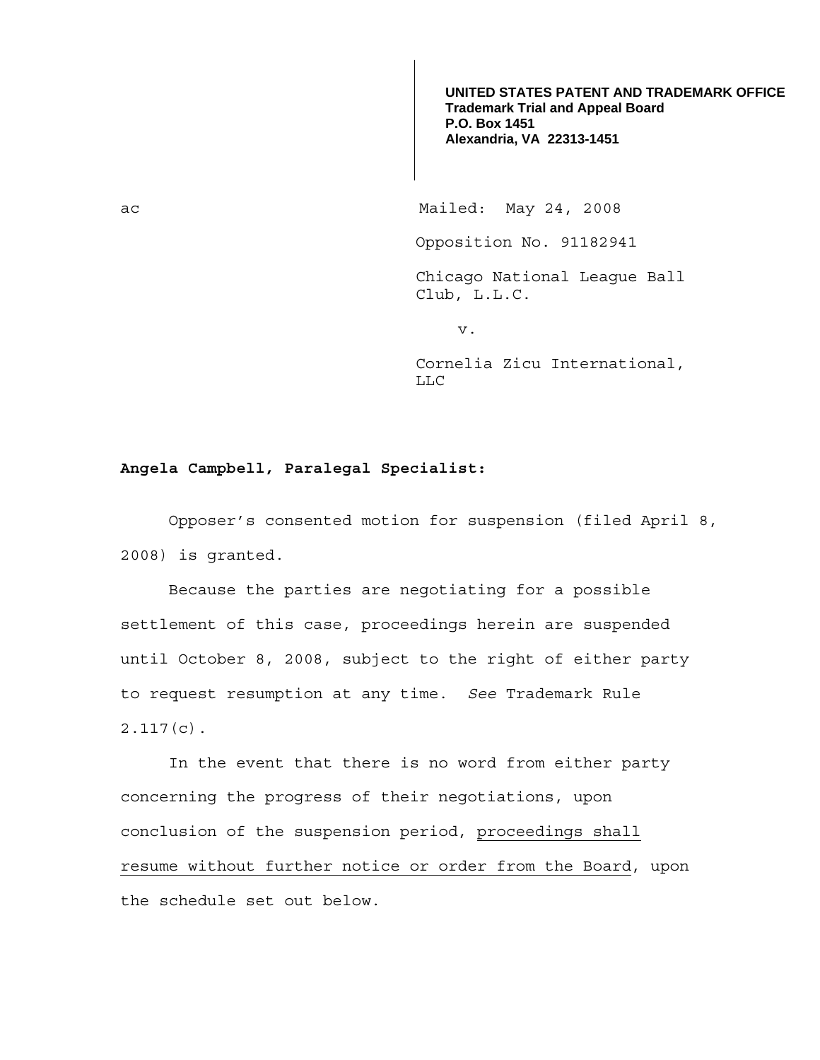**UNITED STATES PATENT AND TRADEMARK OFFICE**
**Trademark Trial and Appeal Board**
**P.O. Box 1451**
**Alexandria, VA 22313-1451**

ac

Mailed: May 24, 2008

Opposition No. 91182941

Chicago National League Ball Club, L.L.C.

v.

Cornelia Zicu International, LLC

**Angela Campbell, Paralegal Specialist:**

Opposer's consented motion for suspension (filed April 8, 2008) is granted.

Because the parties are negotiating for a possible settlement of this case, proceedings herein are suspended until October 8, 2008, subject to the right of either party to request resumption at any time. *See* Trademark Rule 2.117(c).

In the event that there is no word from either party concerning the progress of their negotiations, upon conclusion of the suspension period, <u>proceedings shall resume without further notice or order from the Board</u>, upon the schedule set out below.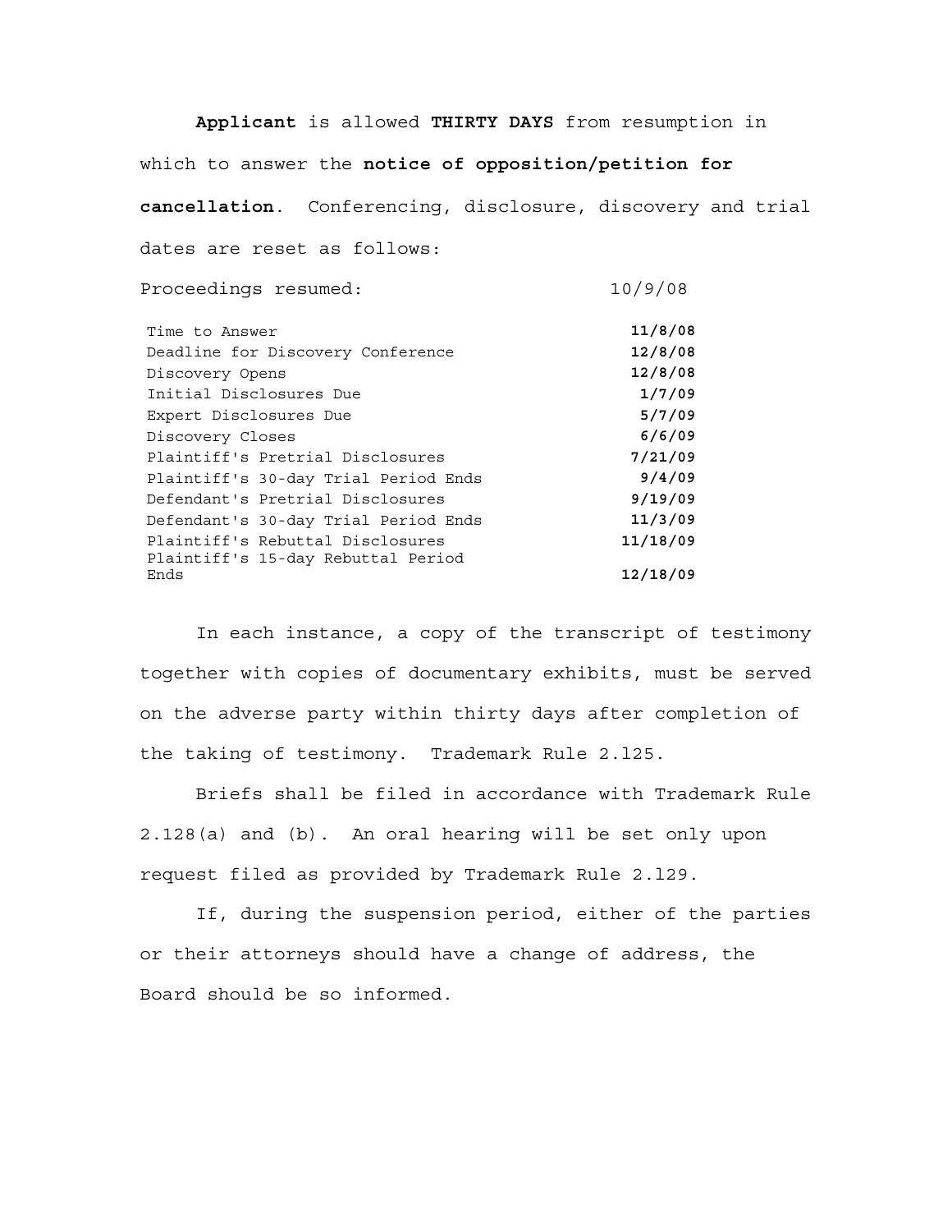**Applicant** is allowed **THIRTY DAYS** from resumption in which to answer the **notice of opposition/petition for cancellation**. Conferencing, disclosure, discovery and trial dates are reset as follows:

| | |
|---|---|
| Proceedings resumed: | 10/9/08 |
| Time to Answer | **11/8/08** |
| Deadline for Discovery Conference | **12/8/08** |
| Discovery Opens | **12/8/08** |
| Initial Disclosures Due | **1/7/09** |
| Expert Disclosures Due | **5/7/09** |
| Discovery Closes | **6/6/09** |
| Plaintiff's Pretrial Disclosures | **7/21/09** |
| Plaintiff's 30-day Trial Period Ends | **9/4/09** |
| Defendant's Pretrial Disclosures | **9/19/09** |
| Defendant's 30-day Trial Period Ends | **11/3/09** |
| Plaintiff's Rebuttal Disclosures | **11/18/09** |
| Plaintiff's 15-day Rebuttal Period Ends | **12/18/09** |

In each instance, a copy of the transcript of testimony together with copies of documentary exhibits, must be served on the adverse party within thirty days after completion of the taking of testimony. Trademark Rule 2.l25.

Briefs shall be filed in accordance with Trademark Rule 2.128(a) and (b). An oral hearing will be set only upon request filed as provided by Trademark Rule 2.l29.

If, during the suspension period, either of the parties or their attorneys should have a change of address, the Board should be so informed.